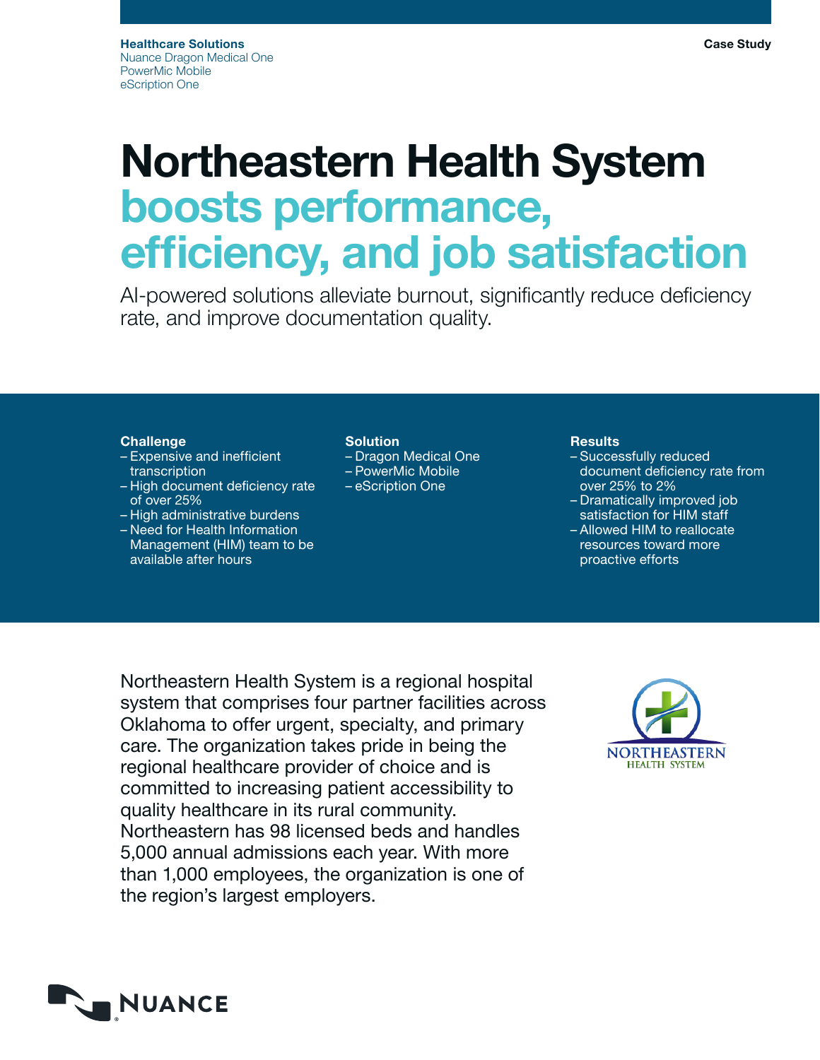**Healthcare Solutions**
Nuance Dragon Medical One
PowerMic Mobile
eScription One

**Case Study**

# Northeastern Health System boosts performance, efficiency, and job satisfaction

AI-powered solutions alleviate burnout, significantly reduce deficiency rate, and improve documentation quality.

**Challenge**
- Expensive and inefficient transcription
- High document deficiency rate of over 25%
- High administrative burdens
- Need for Health Information Management (HIM) team to be available after hours

**Solution**
- Dragon Medical One
- PowerMic Mobile
- eScription One

**Results**
- Successfully reduced document deficiency rate from over 25% to 2%
- Dramatically improved job satisfaction for HIM staff
- Allowed HIM to reallocate resources toward more proactive efforts

Northeastern Health System is a regional hospital system that comprises four partner facilities across Oklahoma to offer urgent, specialty, and primary care. The organization takes pride in being the regional healthcare provider of choice and is committed to increasing patient accessibility to quality healthcare in its rural community. Northeastern has 98 licensed beds and handles 5,000 annual admissions each year. With more than 1,000 employees, the organization is one of the region's largest employers.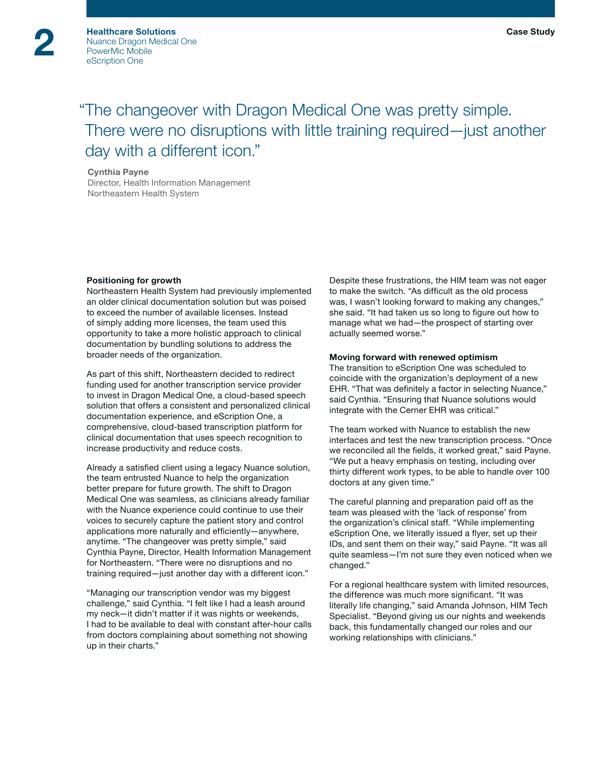Healthcare Solutions
Nuance Dragon Medical One
PowerMic Mobile
eScription One

Case Study

> "The changeover with Dragon Medical One was pretty simple. There were no disruptions with little training required—just another day with a different icon."
>
> **Cynthia Payne**
> Director, Health Information Management
> Northeastern Health System

**Positioning for growth**

Northeastern Health System had previously implemented an older clinical documentation solution but was poised to exceed the number of available licenses. Instead of simply adding more licenses, the team used this opportunity to take a more holistic approach to clinical documentation by bundling solutions to address the broader needs of the organization.

As part of this shift, Northeastern decided to redirect funding used for another transcription service provider to invest in Dragon Medical One, a cloud-based speech solution that offers a consistent and personalized clinical documentation experience, and eScription One, a comprehensive, cloud-based transcription platform for clinical documentation that uses speech recognition to increase productivity and reduce costs.

Already a satisfied client using a legacy Nuance solution, the team entrusted Nuance to help the organization better prepare for future growth. The shift to Dragon Medical One was seamless, as clinicians already familiar with the Nuance experience could continue to use their voices to securely capture the patient story and control applications more naturally and efficiently—anywhere, anytime. "The changeover was pretty simple," said Cynthia Payne, Director, Health Information Management for Northeastern. "There were no disruptions and no training required—just another day with a different icon."

"Managing our transcription vendor was my biggest challenge," said Cynthia. "I felt like I had a leash around my neck—it didn't matter if it was nights or weekends, I had to be available to deal with constant after-hour calls from doctors complaining about something not showing up in their charts."

Despite these frustrations, the HIM team was not eager to make the switch. "As difficult as the old process was, I wasn't looking forward to making any changes," she said. "It had taken us so long to figure out how to manage what we had—the prospect of starting over actually seemed worse."

**Moving forward with renewed optimism**

The transition to eScription One was scheduled to coincide with the organization's deployment of a new EHR. "That was definitely a factor in selecting Nuance," said Cynthia. "Ensuring that Nuance solutions would integrate with the Cerner EHR was critical."

The team worked with Nuance to establish the new interfaces and test the new transcription process. "Once we reconciled all the fields, it worked great," said Payne. "We put a heavy emphasis on testing, including over thirty different work types, to be able to handle over 100 doctors at any given time."

The careful planning and preparation paid off as the team was pleased with the 'lack of response' from the organization's clinical staff. "While implementing eScription One, we literally issued a flyer, set up their IDs, and sent them on their way," said Payne. "It was all quite seamless—I'm not sure they even noticed when we changed."

For a regional healthcare system with limited resources, the difference was much more significant. "It was literally life changing," said Amanda Johnson, HIM Tech Specialist. "Beyond giving us our nights and weekends back, this fundamentally changed our roles and our working relationships with clinicians."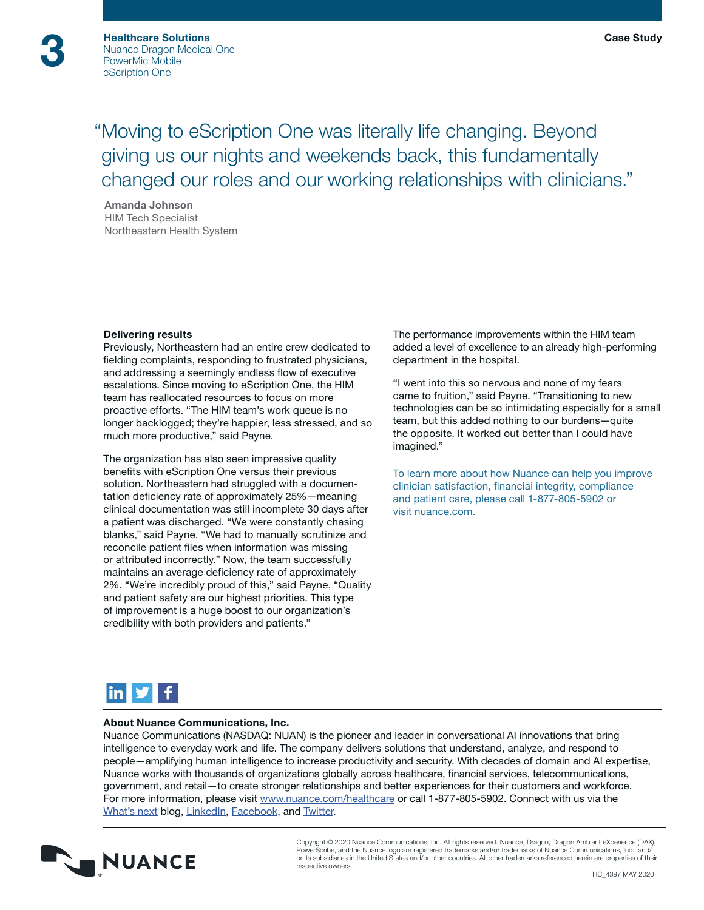> "Moving to eScription One was literally life changing. Beyond giving us our nights and weekends back, this fundamentally changed our roles and our working relationships with clinicians."

**Amanda Johnson**
HIM Tech Specialist
Northeastern Health System

**Delivering results**

Previously, Northeastern had an entire crew dedicated to fielding complaints, responding to frustrated physicians, and addressing a seemingly endless flow of executive escalations. Since moving to eScription One, the HIM team has reallocated resources to focus on more proactive efforts. "The HIM team's work queue is no longer backlogged; they're happier, less stressed, and so much more productive," said Payne.

The organization has also seen impressive quality benefits with eScription One versus their previous solution. Northeastern had struggled with a documentation deficiency rate of approximately 25%—meaning clinical documentation was still incomplete 30 days after a patient was discharged. "We were constantly chasing blanks," said Payne. "We had to manually scrutinize and reconcile patient files when information was missing or attributed incorrectly." Now, the team successfully maintains an average deficiency rate of approximately 2%. "We're incredibly proud of this," said Payne. "Quality and patient safety are our highest priorities. This type of improvement is a huge boost to our organization's credibility with both providers and patients."

The performance improvements within the HIM team added a level of excellence to an already high-performing department in the hospital.

"I went into this so nervous and none of my fears came to fruition," said Payne. "Transitioning to new technologies can be so intimidating especially for a small team, but this added nothing to our burdens—quite the opposite. It worked out better than I could have imagined."

To learn more about how Nuance can help you improve clinician satisfaction, financial integrity, compliance and patient care, please call 1-877-805-5902 or visit nuance.com.

**About Nuance Communications, Inc.**

Nuance Communications (NASDAQ: NUAN) is the pioneer and leader in conversational AI innovations that bring intelligence to everyday work and life. The company delivers solutions that understand, analyze, and respond to people—amplifying human intelligence to increase productivity and security. With decades of domain and AI expertise, Nuance works with thousands of organizations globally across healthcare, financial services, telecommunications, government, and retail—to create stronger relationships and better experiences for their customers and workforce. For more information, please visit www.nuance.com/healthcare or call 1-877-805-5902. Connect with us via the What's next blog, LinkedIn, Facebook, and Twitter.

Copyright © 2020 Nuance Communications, Inc. All rights reserved. Nuance, Dragon, Dragon Ambient eXperience (DAX), PowerScribe, and the Nuance logo are registered trademarks and/or trademarks of Nuance Communications, Inc., and/or its subsidiaries in the United States and/or other countries. All other trademarks referenced herein are properties of their respective owners.

HC_4397 MAY 2020